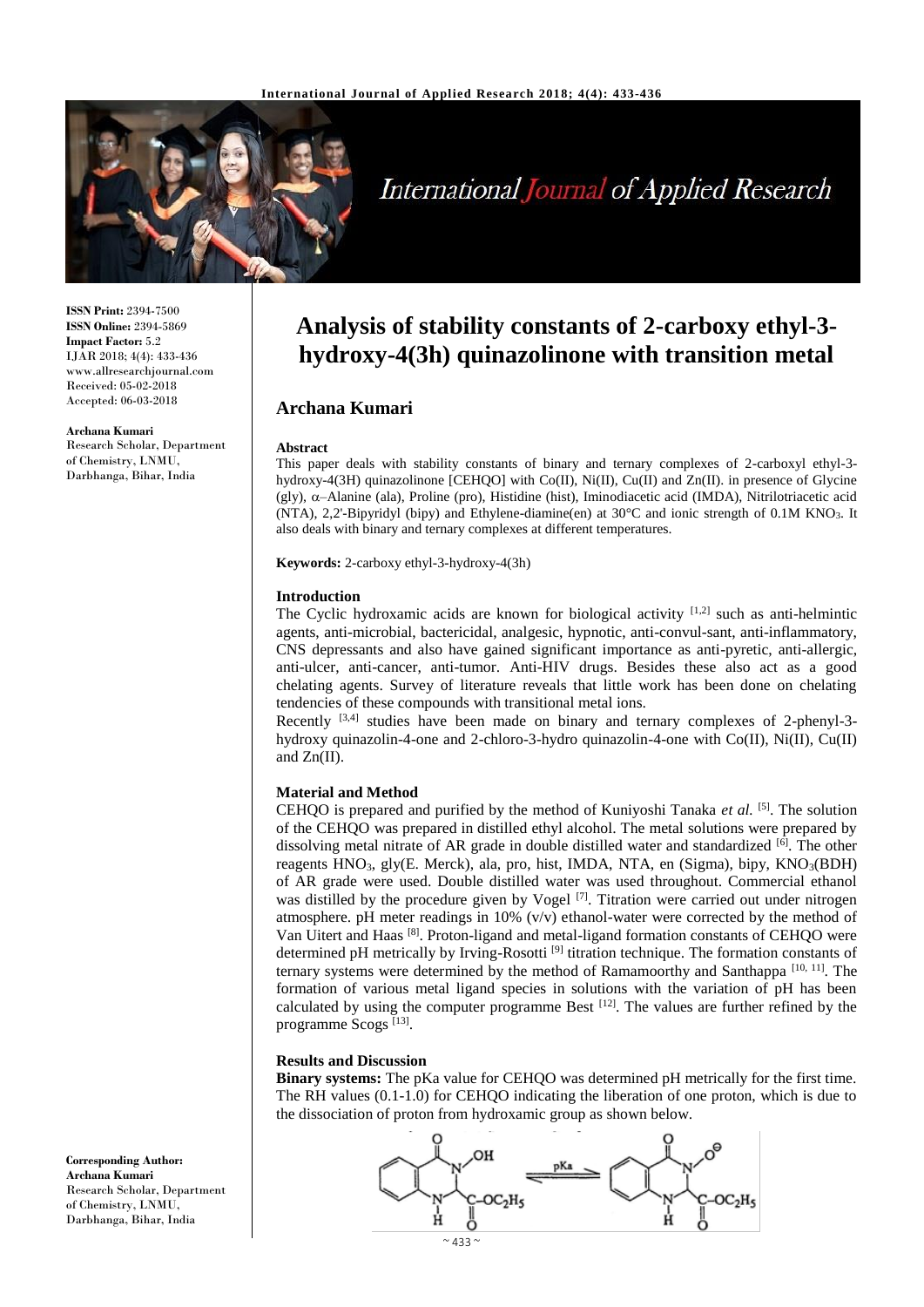**ISSN Print:** 2394-7500
**ISSN Online:** 2394-5869
**Impact Factor:** 5.2
IJAR 2018; 4(4): 433-436
www.allresearchjournal.com
Received: 05-02-2018
Accepted: 06-03-2018

**Archana Kumari**
Research Scholar, Department of Chemistry, LNMU, Darbhanga, Bihar, India

**Corresponding Author:**
**Archana Kumari**
Research Scholar, Department of Chemistry, LNMU, Darbhanga, Bihar, India

# Analysis of stability constants of 2-carboxy ethyl-3-hydroxy-4(3h) quinazolinone with transition metal

## Archana Kumari

### Abstract

This paper deals with stability constants of binary and ternary complexes of 2-carboxyl ethyl-3-hydroxy-4(3H) quinazolinone [CEHQO] with Co(II), Ni(II), Cu(II) and Zn(II). in presence of Glycine (gly), α–Alanine (ala), Proline (pro), Histidine (hist), Iminodiacetic acid (IMDA), Nitrilotriacetic acid (NTA), 2,2'-Bipyridyl (bipy) and Ethylene-diamine(en) at 30°C and ionic strength of 0.1M $KNO_3$. It also deals with binary and ternary complexes at different temperatures.

**Keywords:** 2-carboxy ethyl-3-hydroxy-4(3h)

### Introduction

The Cyclic hydroxamic acids are known for biological activity [1,2] such as anti-helmintic agents, anti-microbial, bactericidal, analgesic, hypnotic, anti-convul-sant, anti-inflammatory, CNS depressants and also have gained significant importance as anti-pyretic, anti-allergic, anti-ulcer, anti-cancer, anti-tumor. Anti-HIV drugs. Besides these also act as a good chelating agents. Survey of literature reveals that little work has been done on chelating tendencies of these compounds with transitional metal ions.

Recently [3,4] studies have been made on binary and ternary complexes of 2-phenyl-3-hydroxy quinazolin-4-one and 2-chloro-3-hydro quinazolin-4-one with Co(II), Ni(II), Cu(II) and Zn(II).

### Material and Method

CEHQO is prepared and purified by the method of Kuniyoshi Tanaka *et al.* [5]. The solution of the CEHQO was prepared in distilled ethyl alcohol. The metal solutions were prepared by dissolving metal nitrate of AR grade in double distilled water and standardized [6]. The other reagents $HNO_3$, gly(E. Merck), ala, pro, hist, IMDA, NTA, en (Sigma), bipy, $KNO_3$(BDH) of AR grade were used. Double distilled water was used throughout. Commercial ethanol was distilled by the procedure given by Vogel [7]. Titration were carried out under nitrogen atmosphere. pH meter readings in 10% (v/v) ethanol-water were corrected by the method of Van Uitert and Haas [8]. Proton-ligand and metal-ligand formation constants of CEHQO were determined pH metrically by Irving-Rosotti [9] titration technique. The formation constants of ternary systems were determined by the method of Ramamoorthy and Santhappa [10, 11]. The formation of various metal ligand species in solutions with the variation of pH has been calculated by using the computer programme Best [12]. The values are further refined by the programme Scogs [13].

### Results and Discussion

**Binary systems:** The pKa value for CEHQO was determined pH metrically for the first time. The RH values (0.1-1.0) for CEHQO indicating the liberation of one proton, which is due to the dissociation of proton from hydroxamic group as shown below.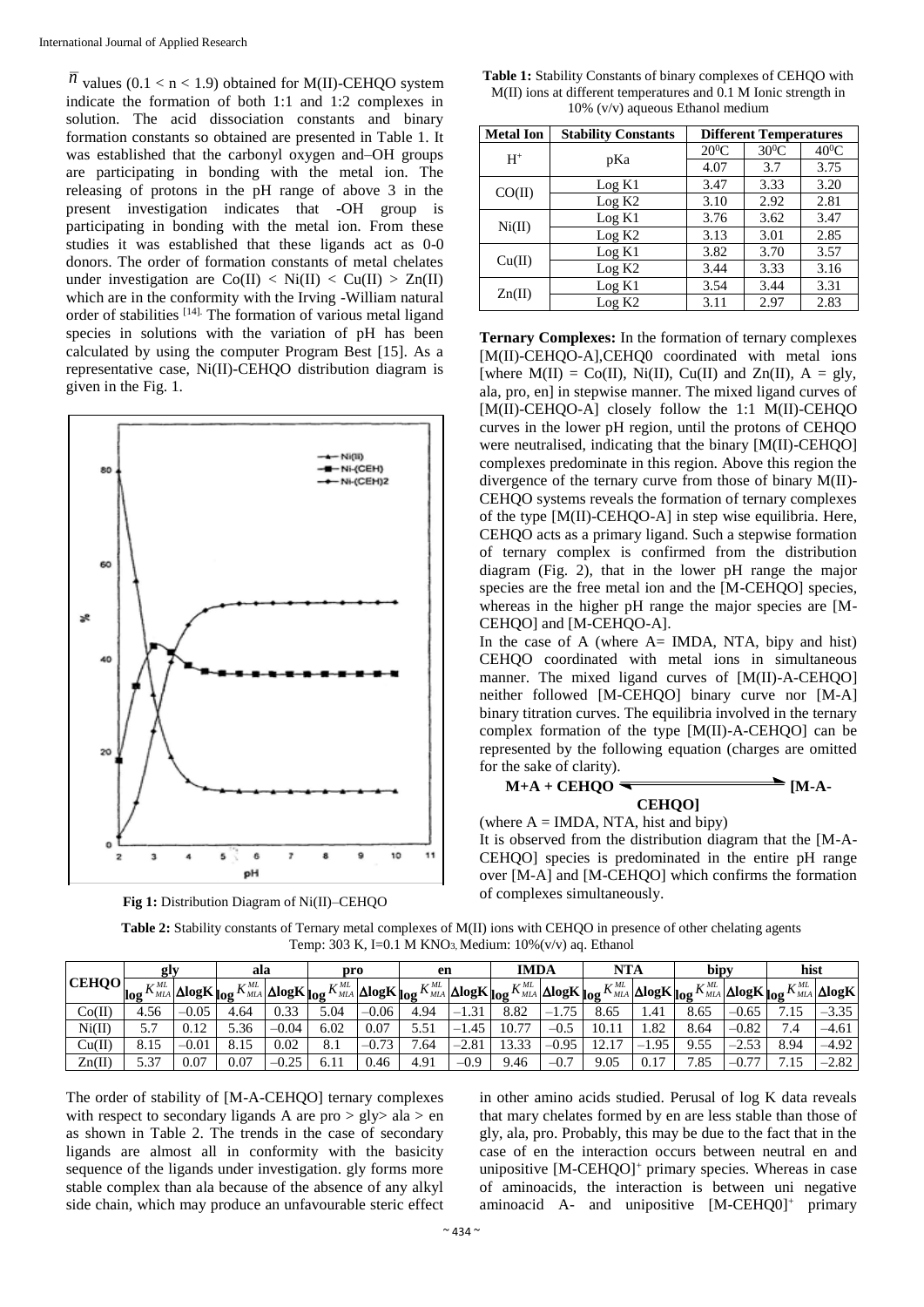$\bar{n}$ values ($0.1 < n < 1.9$) obtained for M(II)-CEHQO system indicate the formation of both 1:1 and 1:2 complexes in solution. The acid dissociation constants and binary formation constants so obtained are presented in Table 1. It was established that the carbonyl oxygen and–OH groups are participating in bonding with the metal ion. The releasing of protons in the pH range of above 3 in the present investigation indicates that -OH group is participating in bonding with the metal ion. From these studies it was established that these ligands act as 0-0 donors. The order of formation constants of metal chelates under investigation are Co(II) < Ni(II) < Cu(II) > Zn(II) which are in the conformity with the Irving -William natural order of stabilities [14]. The formation of various metal ligand species in solutions with the variation of pH has been calculated by using the computer Program Best [15]. As a representative case, Ni(II)-CEHQO distribution diagram is given in the Fig. 1.

**Fig 1:** Distribution Diagram of Ni(II)–CEHQO

**Table 1:** Stability Constants of binary complexes of CEHQO with M(II) ions at different temperatures and 0.1 M Ionic strength in 10% (v/v) aqueous Ethanol medium

| Metal Ion | Stability Constants | Different Temperatures | | |
|---|---|---|---|---|
| | | $20^0$C | $30^0$C | $40^0$C |
| $H^+$ | pKa | 4.07 | 3.7 | 3.75 |
| CO(II) | Log K1 | 3.47 | 3.33 | 3.20 |
| | Log K2 | 3.10 | 2.92 | 2.81 |
| Ni(II) | Log K1 | 3.76 | 3.62 | 3.47 |
| | Log K2 | 3.13 | 3.01 | 2.85 |
| Cu(II) | Log K1 | 3.82 | 3.70 | 3.57 |
| | Log K2 | 3.44 | 3.33 | 3.16 |
| Zn(II) | Log K1 | 3.54 | 3.44 | 3.31 |
| | Log K2 | 3.11 | 2.97 | 2.83 |

**Ternary Complexes:** In the formation of ternary complexes [M(II)-CEHQO-A],CEHQ0 coordinated with metal ions [where M(II) = Co(II), Ni(II), Cu(II) and Zn(II), A = gly, ala, pro, en] in stepwise manner. The mixed ligand curves of [M(II)-CEHQO-A] closely follow the 1:1 M(II)-CEHQO curves in the lower pH region, until the protons of CEHQO were neutralised, indicating that the binary [M(II)-CEHQO] complexes predominate in this region. Above this region the divergence of the ternary curve from those of binary M(II)-CEHQO systems reveals the formation of ternary complexes of the type [M(II)-CEHQO-A] in step wise equilibria. Here, CEHQO acts as a primary ligand. Such a stepwise formation of ternary complex is confirmed from the distribution diagram (Fig. 2), that in the lower pH range the major species are the free metal ion and the [M-CEHQO] species, whereas in the higher pH range the major species are [M-CEHQO] and [M-CEHQO-A].

In the case of A (where A= IMDA, NTA, bipy and hist) CEHQO coordinated with metal ions in simultaneous manner. The mixed ligand curves of [M(II)-A-CEHQO] neither followed [M-CEHQO] binary curve nor [M-A] binary titration curves. The equilibria involved in the ternary complex formation of the type [M(II)-A-CEHQO] can be represented by the following equation (charges are omitted for the sake of clarity).

$$\textbf{M+A + CEHQO} \rightleftharpoons \textbf{[M-A-CEHQO]}$$

(where A = IMDA, NTA, hist and bipy)

It is observed from the distribution diagram that the [M-A-CEHQO] species is predominated in the entire pH range over [M-A] and [M-CEHQO] species which confirms the formation of complexes simultaneously.

**Table 2:** Stability constants of Ternary metal complexes of M(II) ions with CEHQO in presence of other chelating agents Temp: 303 K, I=0.1 M $KNO_3$, Medium: 10%(v/v) aq. Ethanol

| CEHQO | gly | | ala | | pro | | en | | IMDA | | NTA | | bipy | | hist | |
|---|---|---|---|---|---|---|---|---|---|---|---|---|---|---|---|---|
| | $\log K^{ML}_{MLA}$ | ΔlogK | $\log K^{ML}_{MLA}$ | ΔlogK | $\log K^{ML}_{MLA}$ | ΔlogK | $\log K^{ML}_{MLA}$ | ΔlogK | $\log K^{ML}_{MLA}$ | ΔlogK | $\log K^{ML}_{MLA}$ | ΔlogK | $\log K^{ML}_{MLA}$ | ΔlogK | $\log K^{ML}_{MLA}$ | ΔlogK |
| Co(II) | 4.56 | −0.05 | 4.64 | 0.33 | 5.04 | −0.06 | 4.94 | −1.31 | 8.82 | −1.75 | 8.65 | 1.41 | 8.65 | −0.65 | 7.15 | −3.35 |
| Ni(II) | 5.7 | 0.12 | 5.36 | −0.04 | 6.02 | 0.07 | 5.51 | −1.45 | 10.77 | −0.5 | 10.11 | 1.82 | 8.64 | −0.82 | 7.4 | −4.61 |
| Cu(II) | 8.15 | −0.01 | 8.15 | 0.02 | 8.1 | −0.73 | 7.64 | −2.81 | 13.33 | −0.95 | 12.17 | −1.95 | 9.55 | −2.53 | 8.94 | −4.92 |
| Zn(II) | 5.37 | 0.07 | 0.07 | −0.25 | 6.11 | 0.46 | 4.91 | −0.9 | 9.46 | −0.7 | 9.05 | 0.17 | 7.85 | −0.77 | 7.15 | −2.82 |

The order of stability of [M-A-CEHQO] ternary complexes with respect to secondary ligands A are pro > gly> ala > en as shown in Table 2. The trends in the case of secondary ligands are almost all in conformity with the basicity sequence of the ligands under investigation. gly forms more stable complex than ala because of the absence of any alkyl side chain, which may produce an unfavourable steric effect in other amino acids studied. Perusal of log K data reveals that mary chelates formed by en are less stable than those of gly, ala, pro. Probably, this may be due to the fact that in the case of en the interaction occurs between neutral en and unipositive $[M\text{-}CEHQO]^+$ primary species. Whereas in case of aminoacids, the interaction is between uni negative aminoacid A- and unipositive $[M\text{-}CEHQ0]^+$ primary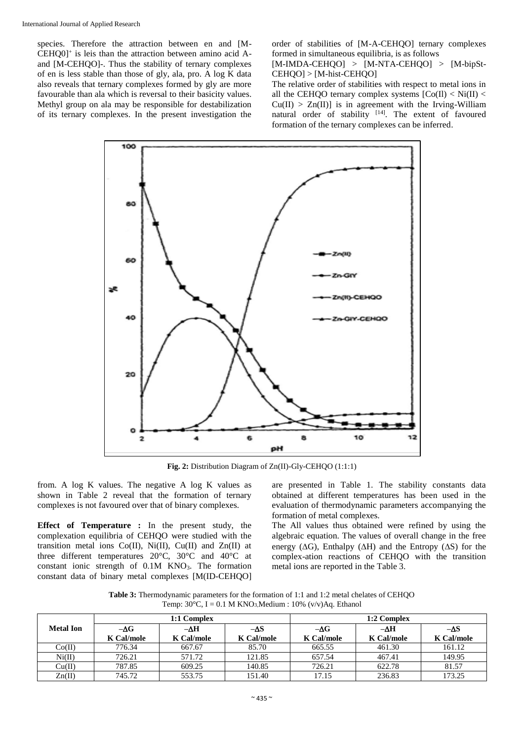species. Therefore the attraction between en and $[M\text{-}CEHQ0]^+$ is leis than the attraction between amino acid A- and [M-CEHQO]-. Thus the stability of ternary complexes of en is less stable than those of gly, ala, pro. A log K data also reveals that ternary complexes formed by gly are more favourable than ala which is reversal to their basicity values. Methyl group on ala may be responsible for destabilization of its ternary complexes. In the present investigation the order of stabilities of [M-A-CEHQO] ternary complexes formed in simultaneous equilibria, is as follows

[M-IMDA-CEHQO] > [M-NTA-CEHQO] > [M-bipSt-CEHQO] > [M-hist-CEHQO]

The relative order of stabilities with respect to metal ions in all the CEHQO ternary complex systems [Co(Il) < Ni(II) < Cu(II) > Zn(II)] is in agreement with the Irving-William natural order of stability [14]. The extent of favoured formation of the ternary complexes can be inferred.

**Fig. 2:** Distribution Diagram of Zn(II)-Gly-CEHQO (1:1:1)

from. A log K values. The negative A log K values as shown in Table 2 reveal that the formation of ternary complexes is not favoured over that of binary complexes.

**Effect of Temperature :** In the present study, the complexation equilibria of CEHQO were studied with the transition metal ions Co(II), Ni(II), Cu(II) and Zn(II) at three different temperatures 20°C, 30°C and 40°C at constant ionic strength of 0.1M $KNO_3$. The formation constant data of binary metal complexes [M(ID-CEHQO] are presented in Table 1. The stability constants data obtained at different temperatures has been used in the evaluation of thermodynamic parameters accompanying the formation of metal complexes.

The All values thus obtained were refined by using the algebraic equation. The values of overall change in the free energy ($\Delta G$), Enthalpy ($\Delta H$) and the Entropy ($\Delta S$) for the complex-ation reactions of CEHQO with the transition metal ions are reported in the Table 3.

**Table 3:** Thermodynamic parameters for the formation of 1:1 and 1:2 metal chelates of CEHQO
Temp: 30°C, I = 0.1 M $KNO_3$, Medium : 10% (v/v)Aq. Ethanol

| Metal Ion | 1:1 Complex | | | 1:2 Complex | | |
|---|---|---|---|---|---|---|
| | $-\Delta G$ K Cal/mole | $-\Delta H$ K Cal/mole | $-\Delta S$ K Cal/mole | $-\Delta G$ K Cal/mole | $-\Delta H$ K Cal/mole | $-\Delta S$ K Cal/mole |
| Co(II) | 776.34 | 667.67 | 85.70 | 665.55 | 461.30 | 161.12 |
| Ni(II) | 726.21 | 571.72 | 121.85 | 657.54 | 467.41 | 149.95 |
| Cu(II) | 787.85 | 609.25 | 140.85 | 726.21 | 622.78 | 81.57 |
| Zn(II) | 745.72 | 553.75 | 151.40 | 17.15 | 236.83 | 173.25 |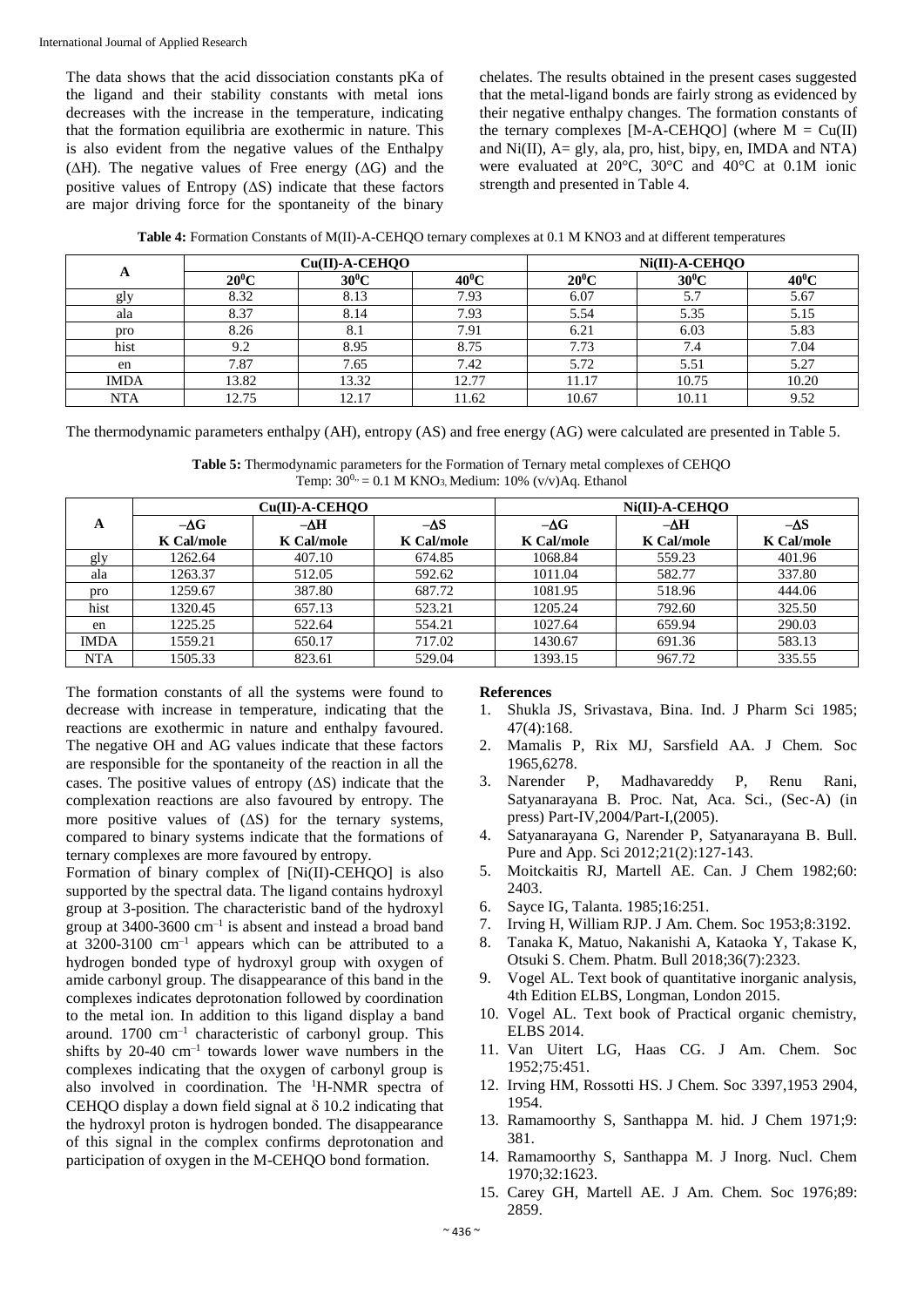The data shows that the acid dissociation constants pKa of the ligand and their stability constants with metal ions decreases with the increase in the temperature, indicating that the formation equilibria are exothermic in nature. This is also evident from the negative values of the Enthalpy ($\Delta H$). The negative values of Free energy ($\Delta G$) and the positive values of Entropy ($\Delta S$) indicate that these factors are major driving force for the spontaneity of the binary chelates. The results obtained in the present cases suggested that the metal-ligand bonds are fairly strong as evidenced by their negative enthalpy changes. The formation constants of the ternary complexes [M-A-CEHQO] (where M = Cu(II) and Ni(II), A= gly, ala, pro, hist, bipy, en, IMDA and NTA) were evaluated at 20°C, 30°C and 40°C at 0.1M ionic strength and presented in Table 4.

**Table 4:** Formation Constants of M(II)-A-CEHQO ternary complexes at 0.1 M KNO3 and at different temperatures

| A | Cu(II)-A-CEHQO | | | Ni(II)-A-CEHQO | | |
|---|---|---|---|---|---|---|
| | $20^0C$ | $30^0C$ | $40^0C$ | $20^0C$ | $30^0C$ | $40^0C$ |
| gly | 8.32 | 8.13 | 7.93 | 6.07 | 5.7 | 5.67 |
| ala | 8.37 | 8.14 | 7.93 | 5.54 | 5.35 | 5.15 |
| pro | 8.26 | 8.1 | 7.91 | 6.21 | 6.03 | 5.83 |
| hist | 9.2 | 8.95 | 8.75 | 7.73 | 7.4 | 7.04 |
| en | 7.87 | 7.65 | 7.42 | 5.72 | 5.51 | 5.27 |
| IMDA | 13.82 | 13.32 | 12.77 | 11.17 | 10.75 | 10.20 |
| NTA | 12.75 | 12.17 | 11.62 | 10.67 | 10.11 | 9.52 |

The thermodynamic parameters enthalpy (AH), entropy (AS) and free energy (AG) were calculated are presented in Table 5.

**Table 5:** Thermodynamic parameters for the Formation of Ternary metal complexes of CEHQO
Temp: $30^0$, = 0.1 M $KNO_3$, Medium: 10% (v/v)Aq. Ethanol

| A | Cu(II)-A-CEHQO | | | Ni(II)-A-CEHQO | | |
|---|---|---|---|---|---|---|
| | $-\Delta G$ K Cal/mole | $-\Delta H$ K Cal/mole | $-\Delta S$ K Cal/mole | $-\Delta G$ K Cal/mole | $-\Delta H$ K Cal/mole | $-\Delta S$ K Cal/mole |
| gly | 1262.64 | 407.10 | 674.85 | 1068.84 | 559.23 | 401.96 |
| ala | 1263.37 | 512.05 | 592.62 | 1011.04 | 582.77 | 337.80 |
| pro | 1259.67 | 387.80 | 687.72 | 1081.95 | 518.96 | 444.06 |
| hist | 1320.45 | 657.13 | 523.21 | 1205.24 | 792.60 | 325.50 |
| en | 1225.25 | 522.64 | 554.21 | 1027.64 | 659.94 | 290.03 |
| IMDA | 1559.21 | 650.17 | 717.02 | 1430.67 | 691.36 | 583.13 |
| NTA | 1505.33 | 823.61 | 529.04 | 1393.15 | 967.72 | 335.55 |

The formation constants of all the systems were found to decrease with increase in temperature, indicating that the reactions are exothermic in nature and enthalpy favoured. The negative OH and AG values indicate that these factors are responsible for the spontaneity of the reaction in all the cases. The positive values of entropy ($\Delta S$) indicate that the complexation reactions are also favoured by entropy. The more positive values of ($\Delta S$) for the ternary systems, compared to binary systems indicate that the formations of ternary complexes are more favoured by entropy.

Formation of binary complex of [Ni(II)-CEHQO] is also supported by the spectral data. The ligand contains hydroxyl group at 3-position. The characteristic band of the hydroxyl group at 3400-3600 $cm^{-1}$ is absent and instead a broad band at 3200-3100 $cm^{-1}$ appears which can be attributed to a hydrogen bonded type of hydroxyl group with oxygen of amide carbonyl group. The disappearance of this band in the complexes indicates deprotonation followed by coordination to the metal ion. In addition to this ligand display a band around. 1700 $cm^{-1}$ characteristic of carbonyl group. This shifts by 20-40 $cm^{-1}$ towards lower wave numbers in the complexes indicating that the oxygen of carbonyl group is also involved in coordination. The $^1$H-NMR spectra of CEHQO display a down field signal at $\delta$ 10.2 indicating that the hydroxyl proton is hydrogen bonded. The disappearance of this signal in the complex confirms deprotonation and participation of oxygen in the M-CEHQO bond formation.

## References

1. Shukla JS, Srivastava, Bina. Ind. J Pharm Sci 1985; 47(4):168.
2. Mamalis P, Rix MJ, Sarsfield AA. J Chem. Soc 1965,6278.
3. Narender P, Madhavareddy P, Renu Rani, Satyanarayana B. Proc. Nat, Aca. Sci., (Sec-A) (in press) Part-IV,2004/Part-I,(2005).
4. Satyanarayana G, Narender P, Satyanarayana B. Bull. Pure and App. Sci 2012;21(2):127-143.
5. Moitckaitis RJ, Martell AE. Can. J Chem 1982;60: 2403.
6. Sayce IG, Talanta. 1985;16:251.
7. Irving H, William RJP. J Am. Chem. Soc 1953;8:3192.
8. Tanaka K, Matuo, Nakanishi A, Kataoka Y, Takase K, Otsuki S. Chem. Phatm. Bull 2018;36(7):2323.
9. Vogel AL. Text book of quantitative inorganic analysis, 4th Edition ELBS, Longman, London 2015.
10. Vogel AL. Text book of Practical organic chemistry, ELBS 2014.
11. Van Uitert LG, Haas CG. J Am. Chem. Soc 1952;75:451.
12. Irving HM, Rossotti HS. J Chem. Soc 3397,1953 2904, 1954.
13. Ramamoorthy S, Santhappa M. hid. J Chem 1971;9: 381.
14. Ramamoorthy S, Santhappa M. J Inorg. Nucl. Chem 1970;32:1623.
15. Carey GH, Martell AE. J Am. Chem. Soc 1976;89: 2859.